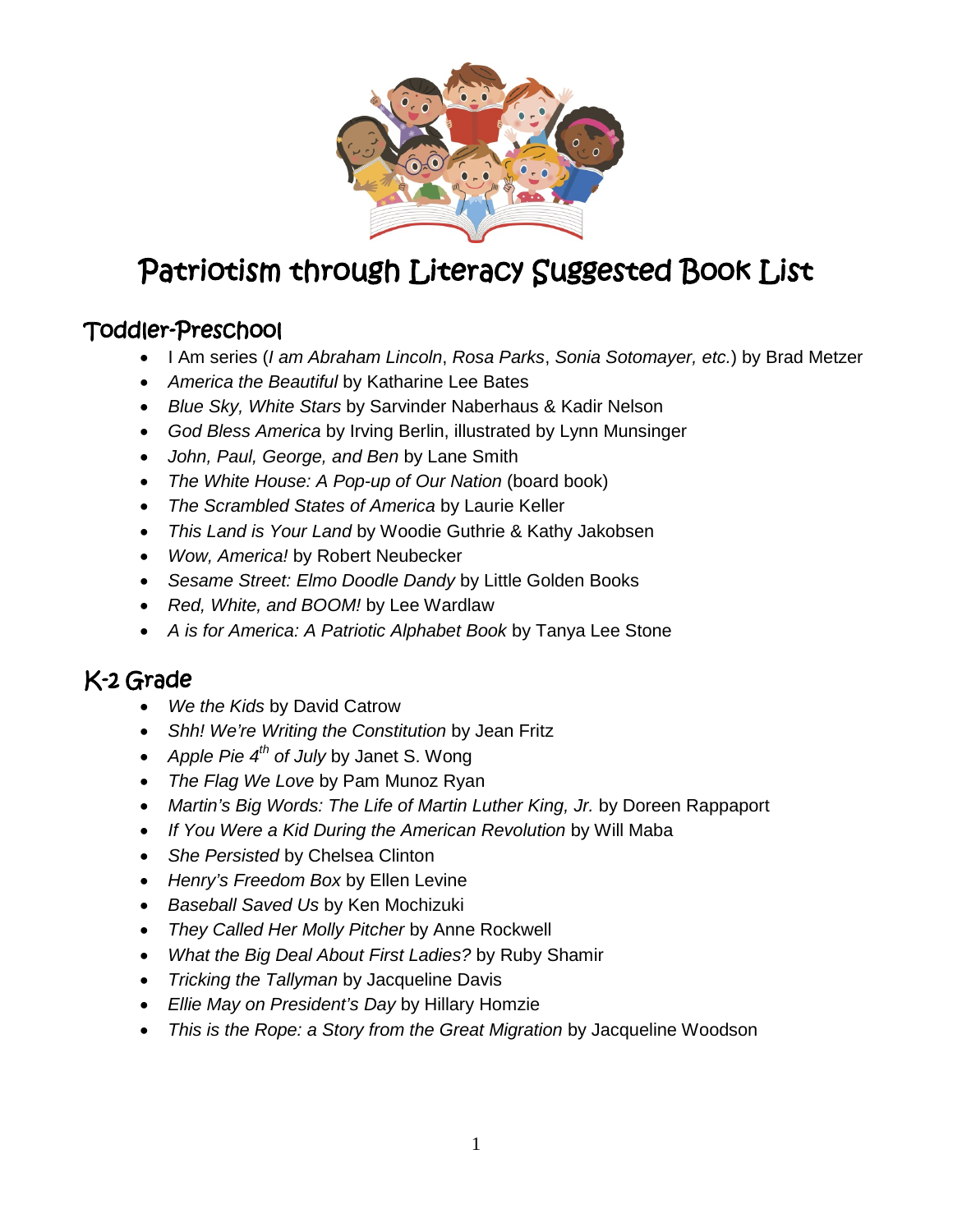# Patriotism through Literacy Suggested Book List

## Toddler-Preschool

- I Am series (*I am Abraham Lincoln*, *Rosa Parks*, *Sonia Sotomayer, etc.*) by Brad Metzer
- *America the Beautiful* by Katharine Lee Bates
- *Blue Sky, White Stars* by Sarvinder Naberhaus & Kadir Nelson
- *God Bless America* by Irving Berlin, illustrated by Lynn Munsinger
- *John, Paul, George, and Ben* by Lane Smith
- *The White House: A Pop-up of Our Nation* (board book)
- *The Scrambled States of America* by Laurie Keller
- *This Land is Your Land* by Woodie Guthrie & Kathy Jakobsen
- *Wow, America!* by Robert Neubecker
- *Sesame Street: Elmo Doodle Dandy* by Little Golden Books
- *Red, White, and BOOM!* by Lee Wardlaw
- *A is for America: A Patriotic Alphabet Book* by Tanya Lee Stone

## K-2 Grade

- *We the Kids* by David Catrow
- *Shh! We're Writing the Constitution* by Jean Fritz
- *Apple Pie 4th of July* by Janet S. Wong
- *The Flag We Love* by Pam Munoz Ryan
- *Martin's Big Words: The Life of Martin Luther King, Jr.* by Doreen Rappaport
- *If You Were a Kid During the American Revolution* by Will Maba
- *She Persisted* by Chelsea Clinton
- *Henry's Freedom Box* by Ellen Levine
- *Baseball Saved Us* by Ken Mochizuki
- *They Called Her Molly Pitcher* by Anne Rockwell
- *What the Big Deal About First Ladies?* by Ruby Shamir
- *Tricking the Tallyman* by Jacqueline Davis
- *Ellie May on President's Day* by Hillary Homzie
- *This is the Rope: a Story from the Great Migration* by Jacqueline Woodson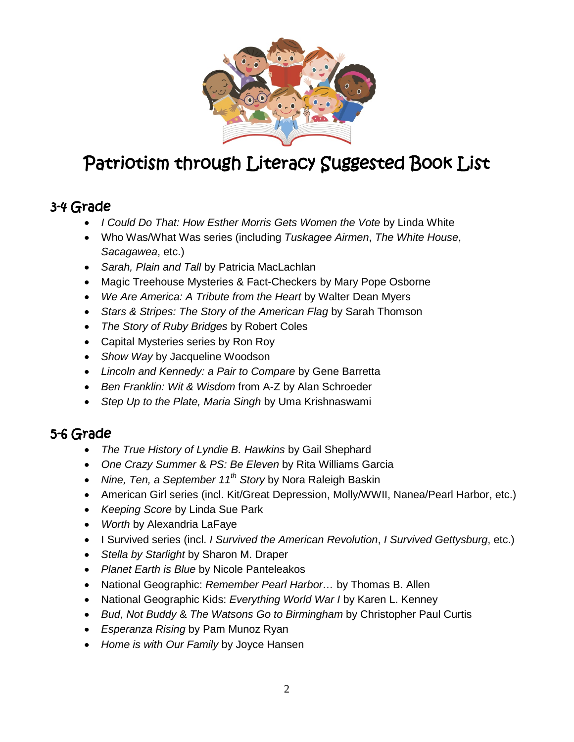# Patriotism through Literacy Suggested Book List

## 3-4 Grade

- *I Could Do That: How Esther Morris Gets Women the Vote* by Linda White
- Who Was/What Was series (including *Tuskagee Airmen*, *The White House*, *Sacagawea*, etc.)
- *Sarah, Plain and Tall* by Patricia MacLachlan
- Magic Treehouse Mysteries & Fact-Checkers by Mary Pope Osborne
- *We Are America: A Tribute from the Heart* by Walter Dean Myers
- *Stars & Stripes: The Story of the American Flag* by Sarah Thomson
- *The Story of Ruby Bridges* by Robert Coles
- Capital Mysteries series by Ron Roy
- *Show Way* by Jacqueline Woodson
- *Lincoln and Kennedy: a Pair to Compare* by Gene Barretta
- *Ben Franklin: Wit & Wisdom* from A-Z by Alan Schroeder
- *Step Up to the Plate, Maria Singh* by Uma Krishnaswami

## 5-6 Grade

- *The True History of Lyndie B. Hawkins* by Gail Shephard
- *One Crazy Summer* & *PS: Be Eleven* by Rita Williams Garcia
- *Nine, Ten, a September 11th Story* by Nora Raleigh Baskin
- American Girl series (incl. Kit/Great Depression, Molly/WWII, Nanea/Pearl Harbor, etc.)
- *Keeping Score* by Linda Sue Park
- *Worth* by Alexandria LaFaye
- I Survived series (incl. *I Survived the American Revolution*, *I Survived Gettysburg*, etc.)
- *Stella by Starlight* by Sharon M. Draper
- *Planet Earth is Blue* by Nicole Panteleakos
- National Geographic: *Remember Pearl Harbor…* by Thomas B. Allen
- National Geographic Kids: *Everything World War I* by Karen L. Kenney
- *Bud, Not Buddy* & *The Watsons Go to Birmingham* by Christopher Paul Curtis
- *Esperanza Rising* by Pam Munoz Ryan
- *Home is with Our Family* by Joyce Hansen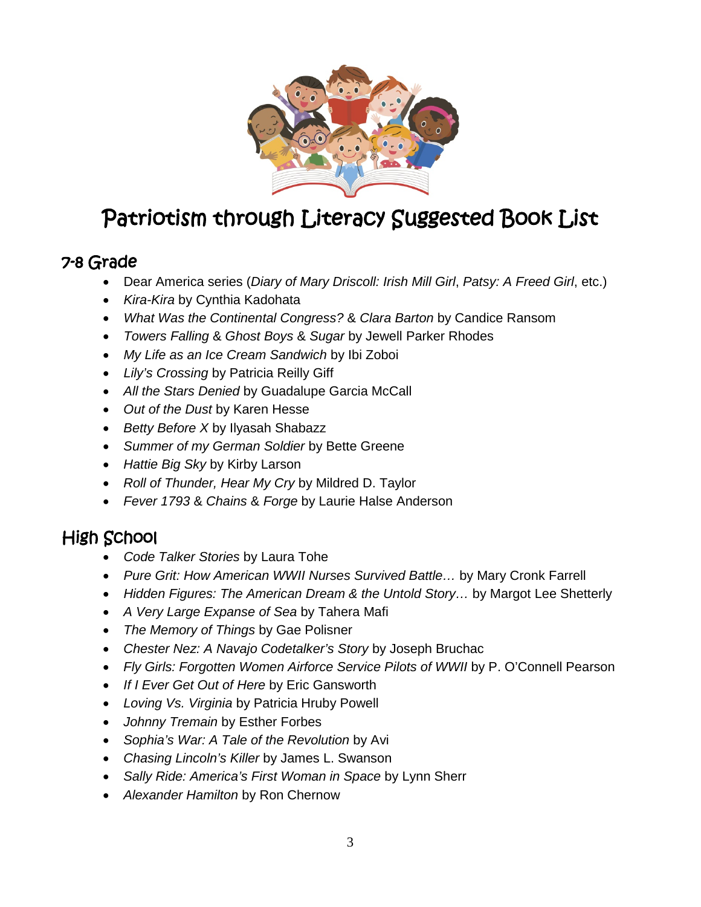# Patriotism through Literacy Suggested Book List

## 7-8 Grade

- Dear America series (*Diary of Mary Driscoll: Irish Mill Girl*, *Patsy: A Freed Girl*, etc.)
- *Kira-Kira* by Cynthia Kadohata
- *What Was the Continental Congress?* & *Clara Barton* by Candice Ransom
- *Towers Falling* & *Ghost Boys* & *Sugar* by Jewell Parker Rhodes
- *My Life as an Ice Cream Sandwich* by Ibi Zoboi
- *Lily's Crossing* by Patricia Reilly Giff
- *All the Stars Denied* by Guadalupe Garcia McCall
- *Out of the Dust* by Karen Hesse
- *Betty Before X* by Ilyasah Shabazz
- *Summer of my German Soldier* by Bette Greene
- *Hattie Big Sky* by Kirby Larson
- *Roll of Thunder, Hear My Cry* by Mildred D. Taylor
- *Fever 1793* & *Chains* & *Forge* by Laurie Halse Anderson

## High School

- *Code Talker Stories* by Laura Tohe
- *Pure Grit: How American WWII Nurses Survived Battle…* by Mary Cronk Farrell
- *Hidden Figures: The American Dream & the Untold Story…* by Margot Lee Shetterly
- *A Very Large Expanse of Sea* by Tahera Mafi
- *The Memory of Things* by Gae Polisner
- *Chester Nez: A Navajo Codetalker's Story* by Joseph Bruchac
- *Fly Girls: Forgotten Women Airforce Service Pilots of WWII* by P. O'Connell Pearson
- *If I Ever Get Out of Here* by Eric Gansworth
- *Loving Vs. Virginia* by Patricia Hruby Powell
- *Johnny Tremain* by Esther Forbes
- *Sophia's War: A Tale of the Revolution* by Avi
- *Chasing Lincoln's Killer* by James L. Swanson
- *Sally Ride: America's First Woman in Space* by Lynn Sherr
- *Alexander Hamilton* by Ron Chernow